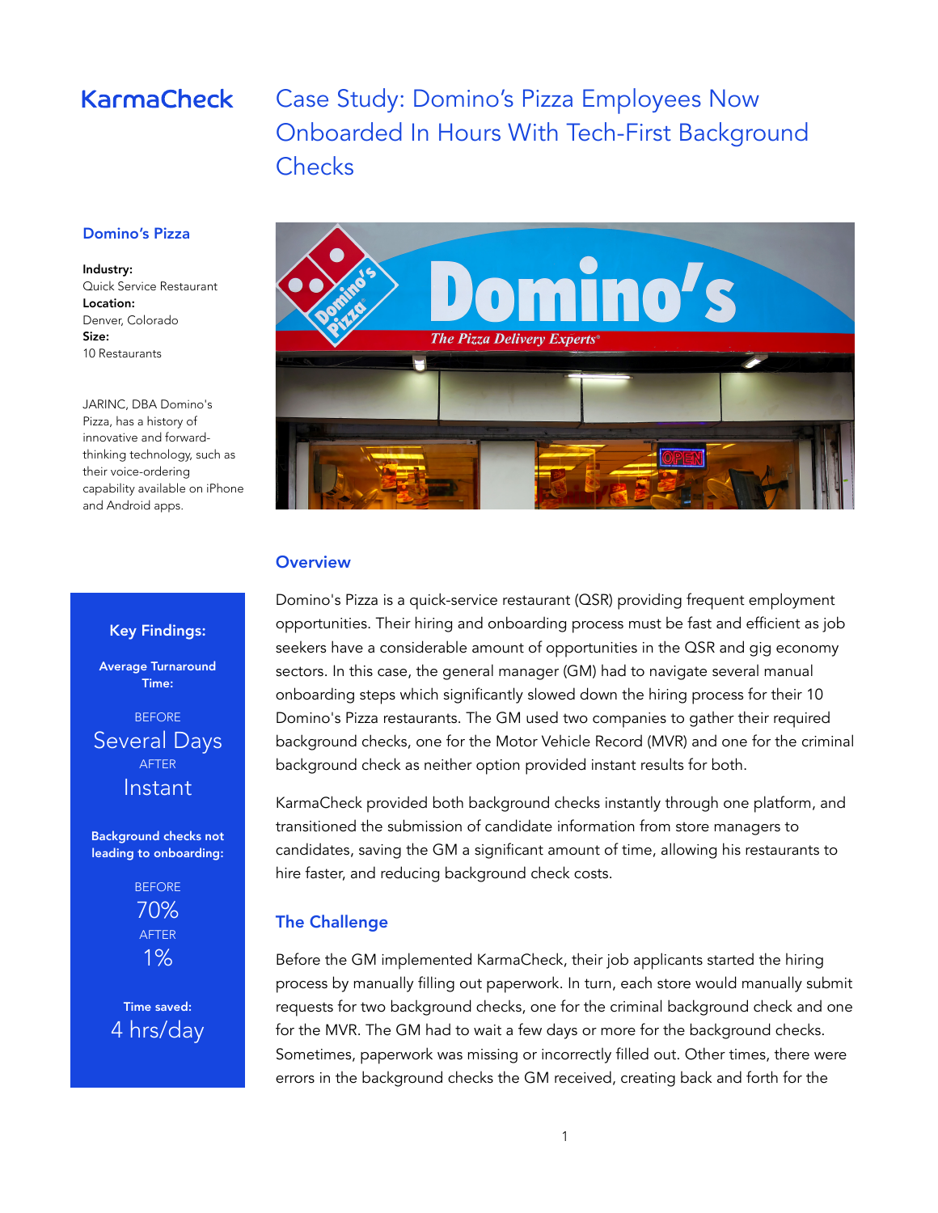KarmaCheck

# Case Study: Domino's Pizza Employees Now Onboarded In Hours With Tech-First Background Checks

## Domino's Pizza

**Industry:**
Quick Service Restaurant
**Location:**
Denver, Colorado
**Size:**
10 Restaurants

JARINC, DBA Domino's Pizza, has a history of innovative and forward-thinking technology, such as their voice-ordering capability available on iPhone and Android apps.

### Key Findings:

**Average Turnaround Time:**

BEFORE
Several Days
AFTER
Instant

**Background checks not leading to onboarding:**

BEFORE
70%
AFTER
1%

**Time saved:**
4 hrs/day

## Overview

Domino's Pizza is a quick-service restaurant (QSR) providing frequent employment opportunities. Their hiring and onboarding process must be fast and efficient as job seekers have a considerable amount of opportunities in the QSR and gig economy sectors. In this case, the general manager (GM) had to navigate several manual onboarding steps which significantly slowed down the hiring process for their 10 Domino's Pizza restaurants. The GM used two companies to gather their required background checks, one for the Motor Vehicle Record (MVR) and one for the criminal background check as neither option provided instant results for both.

KarmaCheck provided both background checks instantly through one platform, and transitioned the submission of candidate information from store managers to candidates, saving the GM a significant amount of time, allowing his restaurants to hire faster, and reducing background check costs.

## The Challenge

Before the GM implemented KarmaCheck, their job applicants started the hiring process by manually filling out paperwork. In turn, each store would manually submit requests for two background checks, one for the criminal background check and one for the MVR. The GM had to wait a few days or more for the background checks. Sometimes, paperwork was missing or incorrectly filled out. Other times, there were errors in the background checks the GM received, creating back and forth for the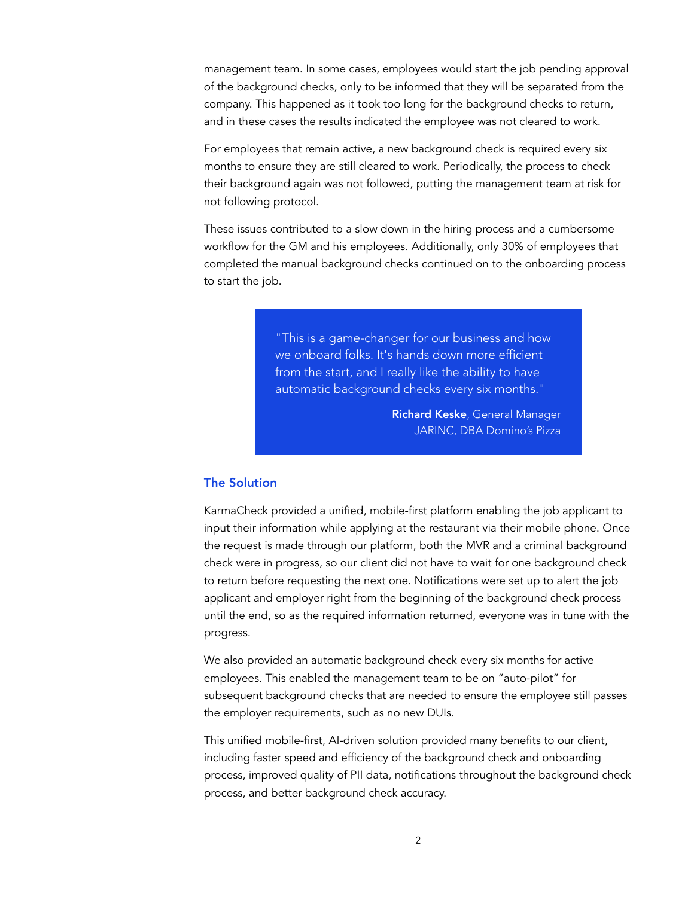management team. In some cases, employees would start the job pending approval of the background checks, only to be informed that they will be separated from the company. This happened as it took too long for the background checks to return, and in these cases the results indicated the employee was not cleared to work.

For employees that remain active, a new background check is required every six months to ensure they are still cleared to work. Periodically, the process to check their background again was not followed, putting the management team at risk for not following protocol.

These issues contributed to a slow down in the hiring process and a cumbersome workflow for the GM and his employees. Additionally, only 30% of employees that completed the manual background checks continued on to the onboarding process to start the job.

> "This is a game-changer for our business and how we onboard folks. It's hands down more efficient from the start, and I really like the ability to have automatic background checks every six months."
>
> **Richard Keske**, General Manager
> JARINC, DBA Domino's Pizza

## The Solution

KarmaCheck provided a unified, mobile-first platform enabling the job applicant to input their information while applying at the restaurant via their mobile phone. Once the request is made through our platform, both the MVR and a criminal background check were in progress, so our client did not have to wait for one background check to return before requesting the next one. Notifications were set up to alert the job applicant and employer right from the beginning of the background check process until the end, so as the required information returned, everyone was in tune with the progress.

We also provided an automatic background check every six months for active employees. This enabled the management team to be on "auto-pilot" for subsequent background checks that are needed to ensure the employee still passes the employer requirements, such as no new DUIs.

This unified mobile-first, AI-driven solution provided many benefits to our client, including faster speed and efficiency of the background check and onboarding process, improved quality of PII data, notifications throughout the background check process, and better background check accuracy.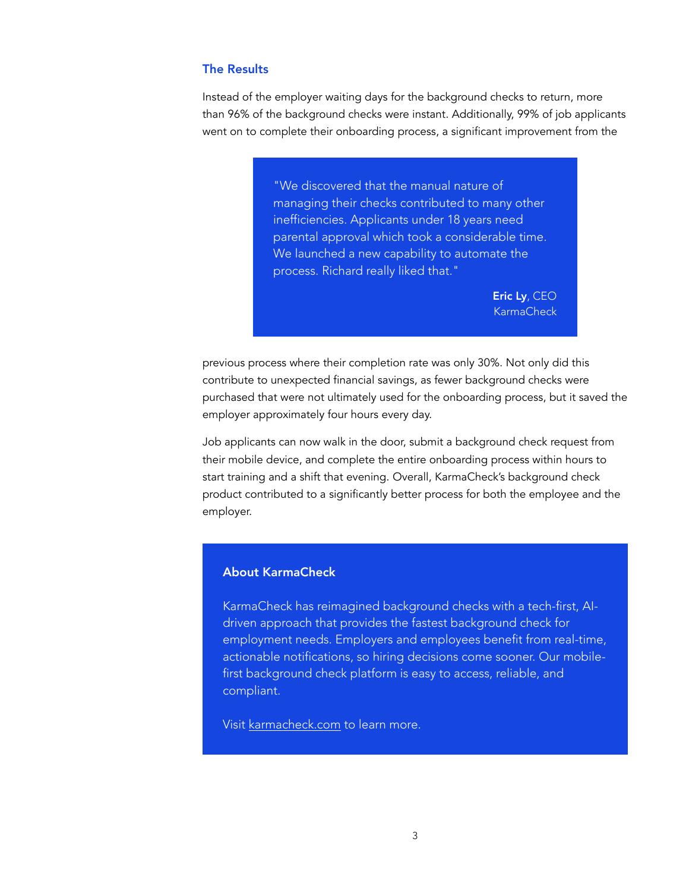### The Results

Instead of the employer waiting days for the background checks to return, more than 96% of the background checks were instant. Additionally, 99% of job applicants went on to complete their onboarding process, a significant improvement from the previous process where their completion rate was only 30%. Not only did this contribute to unexpected financial savings, as fewer background checks were purchased that were not ultimately used for the onboarding process, but it saved the employer approximately four hours every day.

> "We discovered that the manual nature of managing their checks contributed to many other inefficiencies. Applicants under 18 years need parental approval which took a considerable time. We launched a new capability to automate the process. Richard really liked that."
>
> **Eric Ly**, CEO
> KarmaCheck

Job applicants can now walk in the door, submit a background check request from their mobile device, and complete the entire onboarding process within hours to start training and a shift that evening. Overall, KarmaCheck's background check product contributed to a significantly better process for both the employee and the employer.

### About KarmaCheck

KarmaCheck has reimagined background checks with a tech-first, AI-driven approach that provides the fastest background check for employment needs. Employers and employees benefit from real-time, actionable notifications, so hiring decisions come sooner. Our mobile-first background check platform is easy to access, reliable, and compliant.

Visit karmacheck.com to learn more.